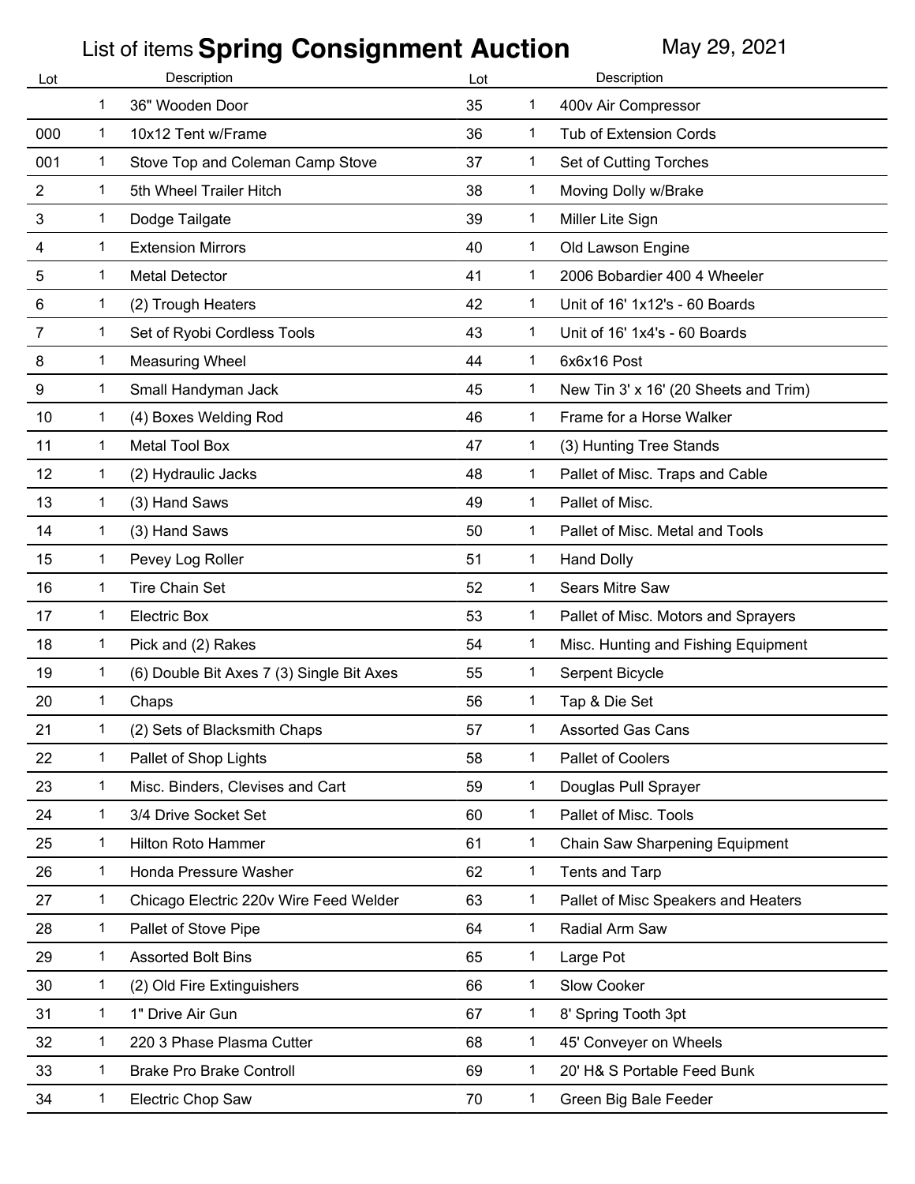# List of items **Spring Consignment Auction** May 29, 2021

| Lot | | Description | Lot | | Description |
|---|---|---|---|---|---|
| | 1 | 36" Wooden Door | 35 | 1 | 400v Air Compressor |
| 000 | 1 | 10x12 Tent w/Frame | 36 | 1 | Tub of Extension Cords |
| 001 | 1 | Stove Top and Coleman Camp Stove | 37 | 1 | Set of Cutting Torches |
| 2 | 1 | 5th Wheel Trailer Hitch | 38 | 1 | Moving Dolly w/Brake |
| 3 | 1 | Dodge Tailgate | 39 | 1 | Miller Lite Sign |
| 4 | 1 | Extension Mirrors | 40 | 1 | Old Lawson Engine |
| 5 | 1 | Metal Detector | 41 | 1 | 2006 Bobardier 400 4 Wheeler |
| 6 | 1 | (2) Trough Heaters | 42 | 1 | Unit of 16' 1x12's - 60 Boards |
| 7 | 1 | Set of Ryobi Cordless Tools | 43 | 1 | Unit of 16' 1x4's - 60 Boards |
| 8 | 1 | Measuring Wheel | 44 | 1 | 6x6x16 Post |
| 9 | 1 | Small Handyman Jack | 45 | 1 | New Tin 3' x 16' (20 Sheets and Trim) |
| 10 | 1 | (4) Boxes Welding Rod | 46 | 1 | Frame for a Horse Walker |
| 11 | 1 | Metal Tool Box | 47 | 1 | (3) Hunting Tree Stands |
| 12 | 1 | (2) Hydraulic Jacks | 48 | 1 | Pallet of Misc. Traps and Cable |
| 13 | 1 | (3) Hand Saws | 49 | 1 | Pallet of Misc. |
| 14 | 1 | (3) Hand Saws | 50 | 1 | Pallet of Misc. Metal and Tools |
| 15 | 1 | Pevey Log Roller | 51 | 1 | Hand Dolly |
| 16 | 1 | Tire Chain Set | 52 | 1 | Sears Mitre Saw |
| 17 | 1 | Electric Box | 53 | 1 | Pallet of Misc. Motors and Sprayers |
| 18 | 1 | Pick and (2) Rakes | 54 | 1 | Misc. Hunting and Fishing Equipment |
| 19 | 1 | (6) Double Bit Axes 7 (3) Single Bit Axes | 55 | 1 | Serpent Bicycle |
| 20 | 1 | Chaps | 56 | 1 | Tap & Die Set |
| 21 | 1 | (2) Sets of Blacksmith Chaps | 57 | 1 | Assorted Gas Cans |
| 22 | 1 | Pallet of Shop Lights | 58 | 1 | Pallet of Coolers |
| 23 | 1 | Misc. Binders, Clevises and Cart | 59 | 1 | Douglas Pull Sprayer |
| 24 | 1 | 3/4 Drive Socket Set | 60 | 1 | Pallet of Misc. Tools |
| 25 | 1 | Hilton Roto Hammer | 61 | 1 | Chain Saw Sharpening Equipment |
| 26 | 1 | Honda Pressure Washer | 62 | 1 | Tents and Tarp |
| 27 | 1 | Chicago Electric 220v Wire Feed Welder | 63 | 1 | Pallet of Misc Speakers and Heaters |
| 28 | 1 | Pallet of Stove Pipe | 64 | 1 | Radial Arm Saw |
| 29 | 1 | Assorted Bolt Bins | 65 | 1 | Large Pot |
| 30 | 1 | (2) Old Fire Extinguishers | 66 | 1 | Slow Cooker |
| 31 | 1 | 1" Drive Air Gun | 67 | 1 | 8' Spring Tooth 3pt |
| 32 | 1 | 220 3 Phase Plasma Cutter | 68 | 1 | 45' Conveyer on Wheels |
| 33 | 1 | Brake Pro Brake Controll | 69 | 1 | 20' H& S Portable Feed Bunk |
| 34 | 1 | Electric Chop Saw | 70 | 1 | Green Big Bale Feeder |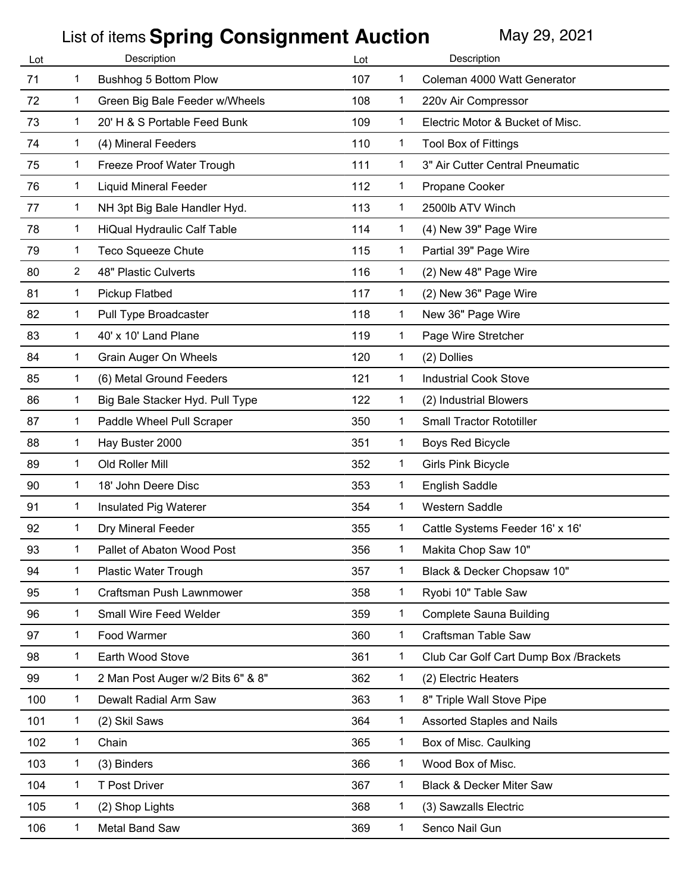List of items **Spring Consignment Auction** May 29, 2021

| Lot | | Description | Lot | | Description |
|---|---|---|---|---|---|
| 71 | 1 | Bushhog 5 Bottom Plow | 107 | 1 | Coleman 4000 Watt Generator |
| 72 | 1 | Green Big Bale Feeder w/Wheels | 108 | 1 | 220v Air Compressor |
| 73 | 1 | 20' H & S Portable Feed Bunk | 109 | 1 | Electric Motor & Bucket of Misc. |
| 74 | 1 | (4) Mineral Feeders | 110 | 1 | Tool Box of Fittings |
| 75 | 1 | Freeze Proof Water Trough | 111 | 1 | 3" Air Cutter Central Pneumatic |
| 76 | 1 | Liquid Mineral Feeder | 112 | 1 | Propane Cooker |
| 77 | 1 | NH 3pt Big Bale Handler Hyd. | 113 | 1 | 2500lb ATV Winch |
| 78 | 1 | HiQual Hydraulic Calf Table | 114 | 1 | (4) New 39" Page Wire |
| 79 | 1 | Teco Squeeze Chute | 115 | 1 | Partial 39" Page Wire |
| 80 | 2 | 48" Plastic Culverts | 116 | 1 | (2) New 48" Page Wire |
| 81 | 1 | Pickup Flatbed | 117 | 1 | (2) New 36" Page Wire |
| 82 | 1 | Pull Type Broadcaster | 118 | 1 | New 36" Page Wire |
| 83 | 1 | 40' x 10' Land Plane | 119 | 1 | Page Wire Stretcher |
| 84 | 1 | Grain Auger On Wheels | 120 | 1 | (2) Dollies |
| 85 | 1 | (6) Metal Ground Feeders | 121 | 1 | Industrial Cook Stove |
| 86 | 1 | Big Bale Stacker Hyd. Pull Type | 122 | 1 | (2) Industrial Blowers |
| 87 | 1 | Paddle Wheel Pull Scraper | 350 | 1 | Small Tractor Rototiller |
| 88 | 1 | Hay Buster 2000 | 351 | 1 | Boys Red Bicycle |
| 89 | 1 | Old Roller Mill | 352 | 1 | Girls Pink Bicycle |
| 90 | 1 | 18' John Deere Disc | 353 | 1 | English Saddle |
| 91 | 1 | Insulated Pig Waterer | 354 | 1 | Western Saddle |
| 92 | 1 | Dry Mineral Feeder | 355 | 1 | Cattle Systems Feeder 16' x 16' |
| 93 | 1 | Pallet of Abaton Wood Post | 356 | 1 | Makita Chop Saw 10" |
| 94 | 1 | Plastic Water Trough | 357 | 1 | Black & Decker Chopsaw 10" |
| 95 | 1 | Craftsman Push Lawnmower | 358 | 1 | Ryobi 10" Table Saw |
| 96 | 1 | Small Wire Feed Welder | 359 | 1 | Complete Sauna Building |
| 97 | 1 | Food Warmer | 360 | 1 | Craftsman Table Saw |
| 98 | 1 | Earth Wood Stove | 361 | 1 | Club Car Golf Cart Dump Box /Brackets |
| 99 | 1 | 2 Man Post Auger w/2 Bits 6" & 8" | 362 | 1 | (2) Electric Heaters |
| 100 | 1 | Dewalt Radial Arm Saw | 363 | 1 | 8" Triple Wall Stove Pipe |
| 101 | 1 | (2) Skil Saws | 364 | 1 | Assorted Staples and Nails |
| 102 | 1 | Chain | 365 | 1 | Box of Misc. Caulking |
| 103 | 1 | (3) Binders | 366 | 1 | Wood Box of Misc. |
| 104 | 1 | T Post Driver | 367 | 1 | Black & Decker Miter Saw |
| 105 | 1 | (2) Shop Lights | 368 | 1 | (3) Sawzalls Electric |
| 106 | 1 | Metal Band Saw | 369 | 1 | Senco Nail Gun |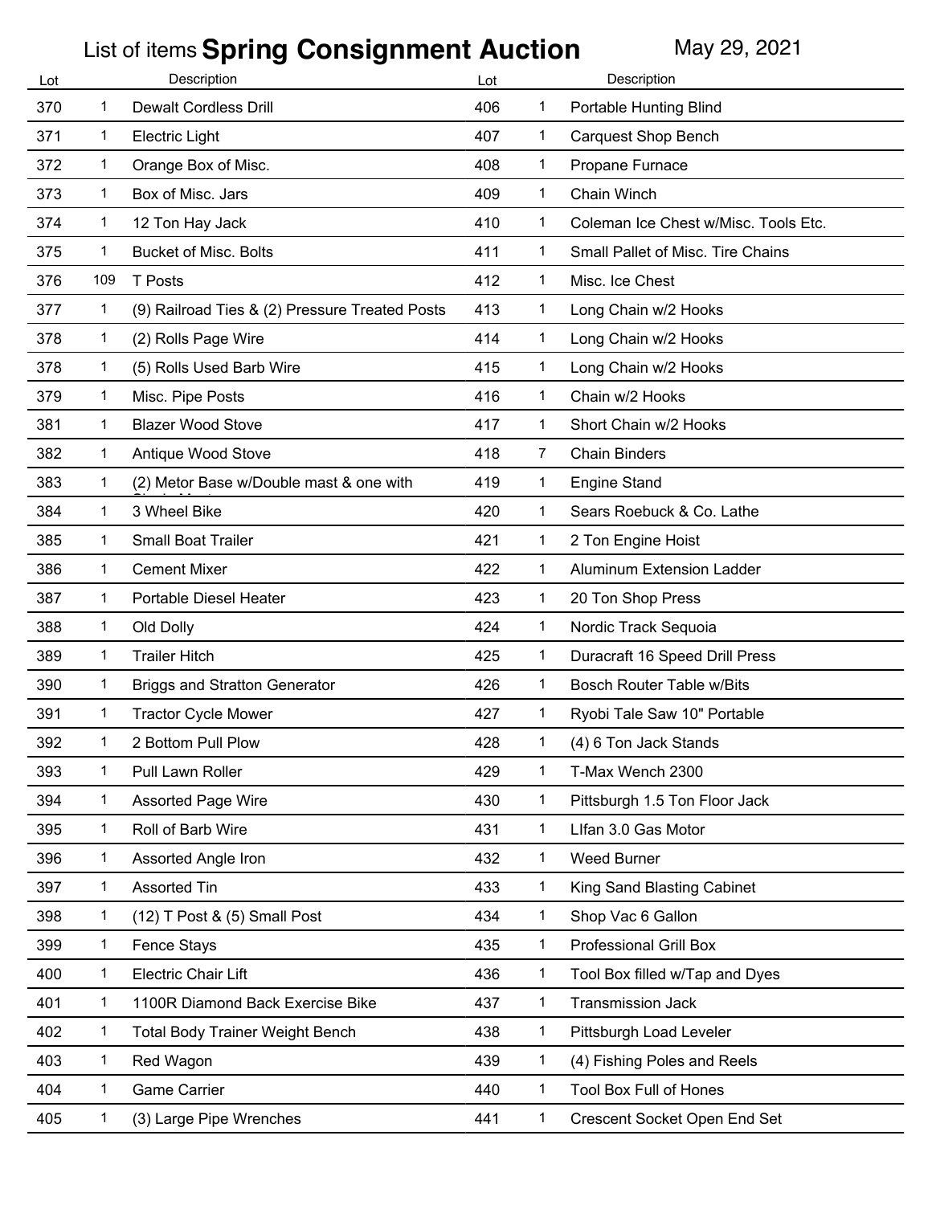# List of items **Spring Consignment Auction** May 29, 2021

| Lot | | Description | Lot | | Description |
|---|---|---|---|---|---|
| 370 | 1 | Dewalt Cordless Drill | 406 | 1 | Portable Hunting Blind |
| 371 | 1 | Electric Light | 407 | 1 | Carquest Shop Bench |
| 372 | 1 | Orange Box of Misc. | 408 | 1 | Propane Furnace |
| 373 | 1 | Box of Misc. Jars | 409 | 1 | Chain Winch |
| 374 | 1 | 12 Ton Hay Jack | 410 | 1 | Coleman Ice Chest w/Misc. Tools Etc. |
| 375 | 1 | Bucket of Misc. Bolts | 411 | 1 | Small Pallet of Misc. Tire Chains |
| 376 | 109 | T Posts | 412 | 1 | Misc. Ice Chest |
| 377 | 1 | (9) Railroad Ties & (2) Pressure Treated Posts | 413 | 1 | Long Chain w/2 Hooks |
| 378 | 1 | (2) Rolls Page Wire | 414 | 1 | Long Chain w/2 Hooks |
| 378 | 1 | (5) Rolls Used Barb Wire | 415 | 1 | Long Chain w/2 Hooks |
| 379 | 1 | Misc. Pipe Posts | 416 | 1 | Chain w/2 Hooks |
| 381 | 1 | Blazer Wood Stove | 417 | 1 | Short Chain w/2 Hooks |
| 382 | 1 | Antique Wood Stove | 418 | 7 | Chain Binders |
| 383 | 1 | (2) Metor Base w/Double mast & one with | 419 | 1 | Engine Stand |
| 384 | 1 | 3 Wheel Bike | 420 | 1 | Sears Roebuck & Co. Lathe |
| 385 | 1 | Small Boat Trailer | 421 | 1 | 2 Ton Engine Hoist |
| 386 | 1 | Cement Mixer | 422 | 1 | Aluminum Extension Ladder |
| 387 | 1 | Portable Diesel Heater | 423 | 1 | 20 Ton Shop Press |
| 388 | 1 | Old Dolly | 424 | 1 | Nordic Track Sequoia |
| 389 | 1 | Trailer Hitch | 425 | 1 | Duracraft 16 Speed Drill Press |
| 390 | 1 | Briggs and Stratton Generator | 426 | 1 | Bosch Router Table w/Bits |
| 391 | 1 | Tractor Cycle Mower | 427 | 1 | Ryobi Tale Saw 10" Portable |
| 392 | 1 | 2 Bottom Pull Plow | 428 | 1 | (4) 6 Ton Jack Stands |
| 393 | 1 | Pull Lawn Roller | 429 | 1 | T-Max Wench 2300 |
| 394 | 1 | Assorted Page Wire | 430 | 1 | Pittsburgh 1.5 Ton Floor Jack |
| 395 | 1 | Roll of Barb Wire | 431 | 1 | LIfan 3.0 Gas Motor |
| 396 | 1 | Assorted Angle Iron | 432 | 1 | Weed Burner |
| 397 | 1 | Assorted Tin | 433 | 1 | King Sand Blasting Cabinet |
| 398 | 1 | (12) T Post & (5) Small Post | 434 | 1 | Shop Vac 6 Gallon |
| 399 | 1 | Fence Stays | 435 | 1 | Professional Grill Box |
| 400 | 1 | Electric Chair Lift | 436 | 1 | Tool Box filled w/Tap and Dyes |
| 401 | 1 | 1100R Diamond Back Exercise Bike | 437 | 1 | Transmission Jack |
| 402 | 1 | Total Body Trainer Weight Bench | 438 | 1 | Pittsburgh Load Leveler |
| 403 | 1 | Red Wagon | 439 | 1 | (4) Fishing Poles and Reels |
| 404 | 1 | Game Carrier | 440 | 1 | Tool Box Full of Hones |
| 405 | 1 | (3) Large Pipe Wrenches | 441 | 1 | Crescent Socket Open End Set |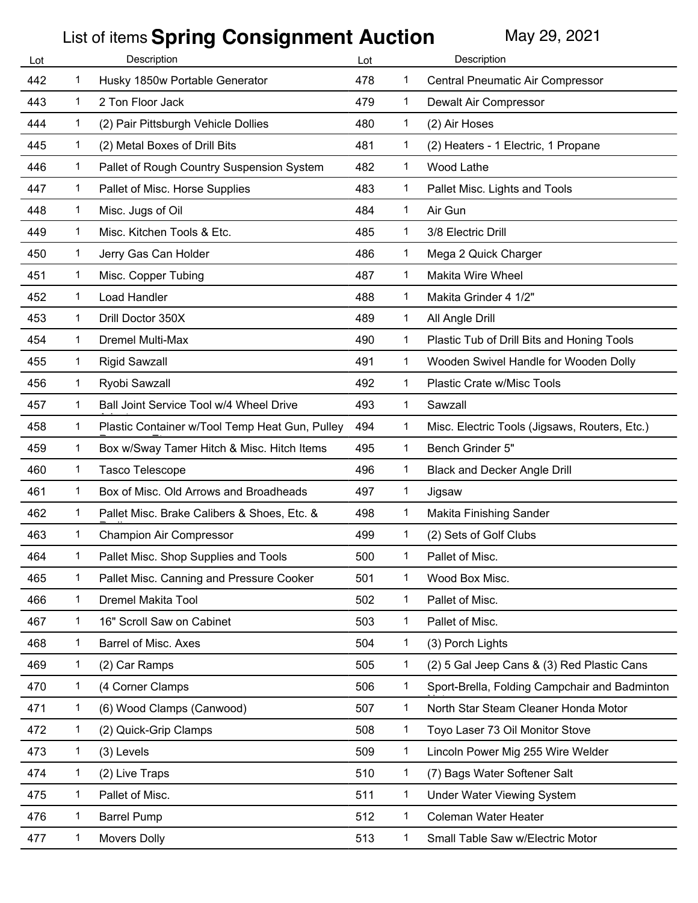# List of items **Spring Consignment Auction** May 29, 2021

| Lot | | Description | Lot | | Description |
|---|---|---|---|---|---|
| 442 | 1 | Husky 1850w Portable Generator | 478 | 1 | Central Pneumatic Air Compressor |
| 443 | 1 | 2 Ton Floor Jack | 479 | 1 | Dewalt Air Compressor |
| 444 | 1 | (2) Pair Pittsburgh Vehicle Dollies | 480 | 1 | (2) Air Hoses |
| 445 | 1 | (2) Metal Boxes of Drill Bits | 481 | 1 | (2) Heaters - 1 Electric, 1 Propane |
| 446 | 1 | Pallet of Rough Country Suspension System | 482 | 1 | Wood Lathe |
| 447 | 1 | Pallet of Misc. Horse Supplies | 483 | 1 | Pallet Misc. Lights and Tools |
| 448 | 1 | Misc. Jugs of Oil | 484 | 1 | Air Gun |
| 449 | 1 | Misc. Kitchen Tools & Etc. | 485 | 1 | 3/8 Electric Drill |
| 450 | 1 | Jerry Gas Can Holder | 486 | 1 | Mega 2 Quick Charger |
| 451 | 1 | Misc. Copper Tubing | 487 | 1 | Makita Wire Wheel |
| 452 | 1 | Load Handler | 488 | 1 | Makita Grinder 4 1/2" |
| 453 | 1 | Drill Doctor 350X | 489 | 1 | All Angle Drill |
| 454 | 1 | Dremel Multi-Max | 490 | 1 | Plastic Tub of Drill Bits and Honing Tools |
| 455 | 1 | Rigid Sawzall | 491 | 1 | Wooden Swivel Handle for Wooden Dolly |
| 456 | 1 | Ryobi Sawzall | 492 | 1 | Plastic Crate w/Misc Tools |
| 457 | 1 | Ball Joint Service Tool w/4 Wheel Drive Adapter | 493 | 1 | Sawzall |
| 458 | 1 | Plastic Container w/Tool Temp Heat Gun, Pulley Remover, Etc. | 494 | 1 | Misc. Electric Tools (Jigsaws, Routers, Etc.) |
| 459 | 1 | Box w/Sway Tamer Hitch & Misc. Hitch Items | 495 | 1 | Bench Grinder 5" |
| 460 | 1 | Tasco Telescope | 496 | 1 | Black and Decker Angle Drill |
| 461 | 1 | Box of Misc. Old Arrows and Broadheads | 497 | 1 | Jigsaw |
| 462 | 1 | Pallet Misc. Brake Calibers & Shoes, Etc. & Parts | 498 | 1 | Makita Finishing Sander |
| 463 | 1 | Champion Air Compressor | 499 | 1 | (2) Sets of Golf Clubs |
| 464 | 1 | Pallet Misc. Shop Supplies and Tools | 500 | 1 | Pallet of Misc. |
| 465 | 1 | Pallet Misc. Canning and Pressure Cooker | 501 | 1 | Wood Box Misc. |
| 466 | 1 | Dremel Makita Tool | 502 | 1 | Pallet of Misc. |
| 467 | 1 | 16" Scroll Saw on Cabinet | 503 | 1 | Pallet of Misc. |
| 468 | 1 | Barrel of Misc. Axes | 504 | 1 | (3) Porch Lights |
| 469 | 1 | (2) Car Ramps | 505 | 1 | (2) 5 Gal Jeep Cans & (3) Red Plastic Cans |
| 470 | 1 | (4 Corner Clamps | 506 | 1 | Sport-Brella, Folding Campchair and Badminton Net |
| 471 | 1 | (6) Wood Clamps (Canwood) | 507 | 1 | North Star Steam Cleaner Honda Motor |
| 472 | 1 | (2) Quick-Grip Clamps | 508 | 1 | Toyo Laser 73 Oil Monitor Stove |
| 473 | 1 | (3) Levels | 509 | 1 | Lincoln Power Mig 255 Wire Welder |
| 474 | 1 | (2) Live Traps | 510 | 1 | (7) Bags Water Softener Salt |
| 475 | 1 | Pallet of Misc. | 511 | 1 | Under Water Viewing System |
| 476 | 1 | Barrel Pump | 512 | 1 | Coleman Water Heater |
| 477 | 1 | Movers Dolly | 513 | 1 | Small Table Saw w/Electric Motor |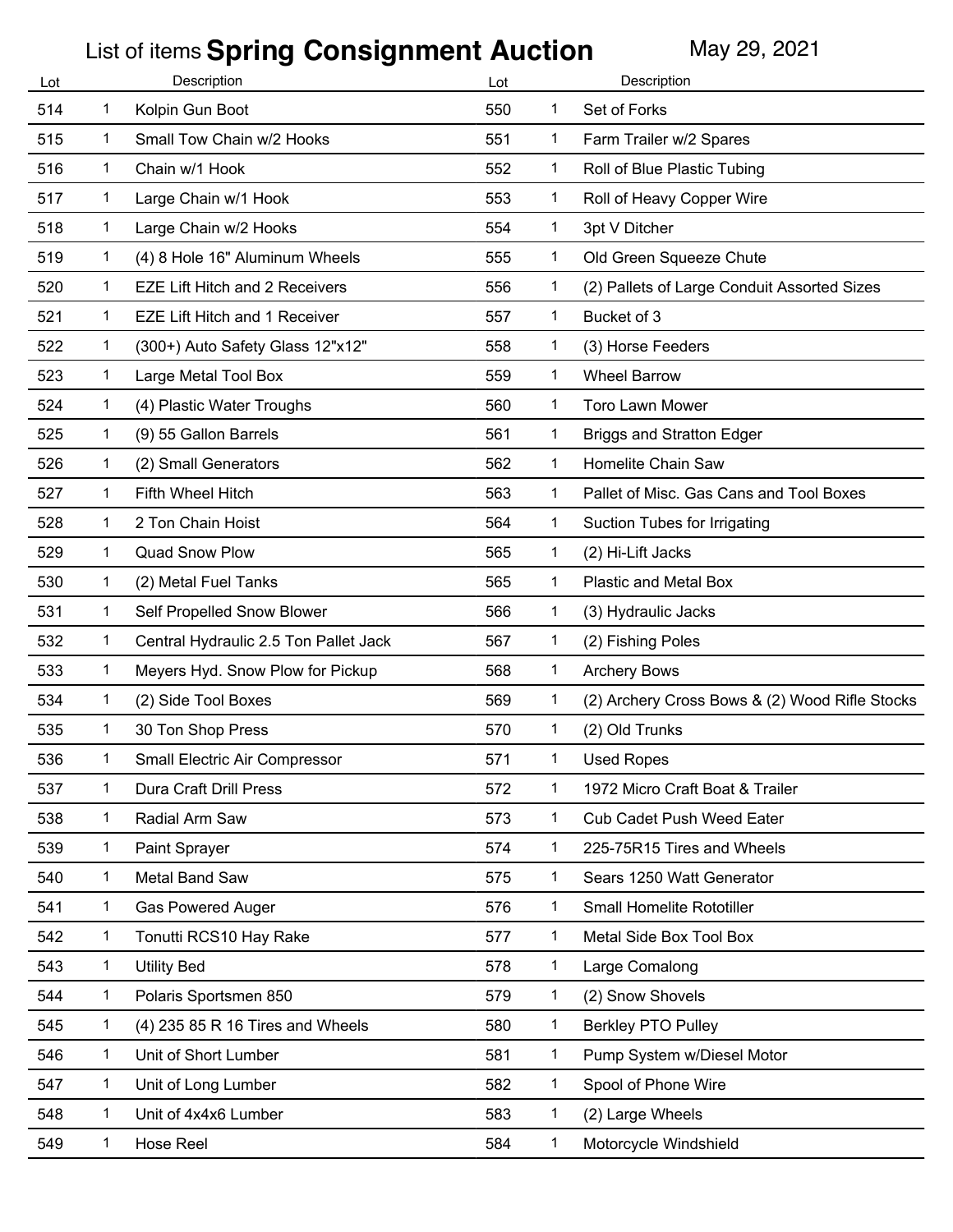# List of items **Spring Consignment Auction** May 29, 2021

| Lot | | Description | Lot | | Description |
|---|---|---|---|---|---|
| 514 | 1 | Kolpin Gun Boot | 550 | 1 | Set of Forks |
| 515 | 1 | Small Tow Chain w/2 Hooks | 551 | 1 | Farm Trailer w/2 Spares |
| 516 | 1 | Chain w/1 Hook | 552 | 1 | Roll of Blue Plastic Tubing |
| 517 | 1 | Large Chain w/1 Hook | 553 | 1 | Roll of Heavy Copper Wire |
| 518 | 1 | Large Chain w/2 Hooks | 554 | 1 | 3pt V Ditcher |
| 519 | 1 | (4) 8 Hole 16" Aluminum Wheels | 555 | 1 | Old Green Squeeze Chute |
| 520 | 1 | EZE Lift Hitch and 2 Receivers | 556 | 1 | (2) Pallets of Large Conduit Assorted Sizes |
| 521 | 1 | EZE Lift Hitch and 1 Receiver | 557 | 1 | Bucket of 3 |
| 522 | 1 | (300+) Auto Safety Glass 12"x12" | 558 | 1 | (3) Horse Feeders |
| 523 | 1 | Large Metal Tool Box | 559 | 1 | Wheel Barrow |
| 524 | 1 | (4) Plastic Water Troughs | 560 | 1 | Toro Lawn Mower |
| 525 | 1 | (9) 55 Gallon Barrels | 561 | 1 | Briggs and Stratton Edger |
| 526 | 1 | (2) Small Generators | 562 | 1 | Homelite Chain Saw |
| 527 | 1 | Fifth Wheel Hitch | 563 | 1 | Pallet of Misc. Gas Cans and Tool Boxes |
| 528 | 1 | 2 Ton Chain Hoist | 564 | 1 | Suction Tubes for Irrigating |
| 529 | 1 | Quad Snow Plow | 565 | 1 | (2) Hi-Lift Jacks |
| 530 | 1 | (2) Metal Fuel Tanks | 565 | 1 | Plastic and Metal Box |
| 531 | 1 | Self Propelled Snow Blower | 566 | 1 | (3) Hydraulic Jacks |
| 532 | 1 | Central Hydraulic 2.5 Ton Pallet Jack | 567 | 1 | (2) Fishing Poles |
| 533 | 1 | Meyers Hyd. Snow Plow for Pickup | 568 | 1 | Archery Bows |
| 534 | 1 | (2) Side Tool Boxes | 569 | 1 | (2) Archery Cross Bows & (2) Wood Rifle Stocks |
| 535 | 1 | 30 Ton Shop Press | 570 | 1 | (2) Old Trunks |
| 536 | 1 | Small Electric Air Compressor | 571 | 1 | Used Ropes |
| 537 | 1 | Dura Craft Drill Press | 572 | 1 | 1972 Micro Craft Boat & Trailer |
| 538 | 1 | Radial Arm Saw | 573 | 1 | Cub Cadet Push Weed Eater |
| 539 | 1 | Paint Sprayer | 574 | 1 | 225-75R15 Tires and Wheels |
| 540 | 1 | Metal Band Saw | 575 | 1 | Sears 1250 Watt Generator |
| 541 | 1 | Gas Powered Auger | 576 | 1 | Small Homelite Rototiller |
| 542 | 1 | Tonutti RCS10 Hay Rake | 577 | 1 | Metal Side Box Tool Box |
| 543 | 1 | Utility Bed | 578 | 1 | Large Comalong |
| 544 | 1 | Polaris Sportsmen 850 | 579 | 1 | (2) Snow Shovels |
| 545 | 1 | (4) 235 85 R 16 Tires and Wheels | 580 | 1 | Berkley PTO Pulley |
| 546 | 1 | Unit of Short Lumber | 581 | 1 | Pump System w/Diesel Motor |
| 547 | 1 | Unit of Long Lumber | 582 | 1 | Spool of Phone Wire |
| 548 | 1 | Unit of 4x4x6 Lumber | 583 | 1 | (2) Large Wheels |
| 549 | 1 | Hose Reel | 584 | 1 | Motorcycle Windshield |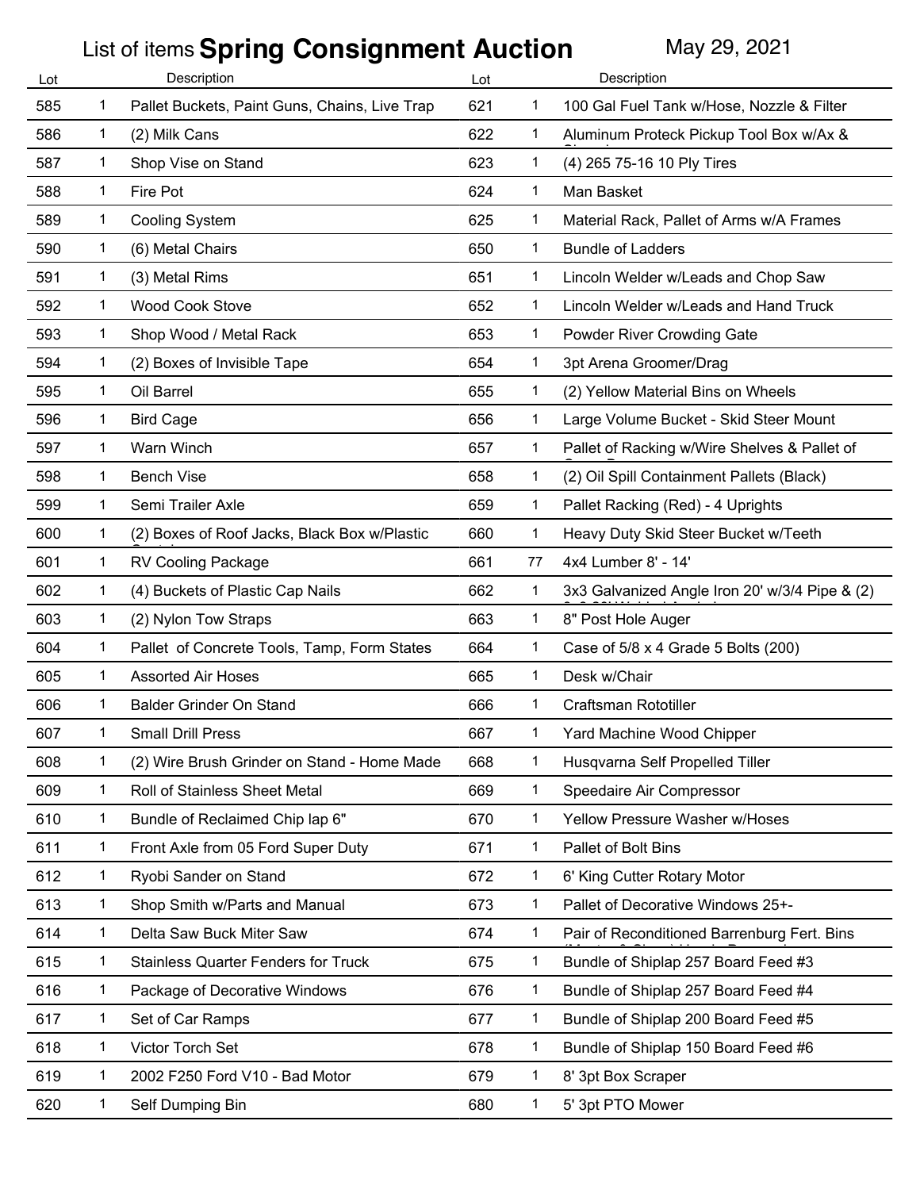# List of items **Spring Consignment Auction** May 29, 2021

| Lot | | Description | Lot | | Description |
|---|---|---|---|---|---|
| 585 | 1 | Pallet Buckets, Paint Guns, Chains, Live Trap | 621 | 1 | 100 Gal Fuel Tank w/Hose, Nozzle & Filter |
| 586 | 1 | (2) Milk Cans | 622 | 1 | Aluminum Proteck Pickup Tool Box w/Ax & |
| 587 | 1 | Shop Vise on Stand | 623 | 1 | (4) 265 75-16 10 Ply Tires |
| 588 | 1 | Fire Pot | 624 | 1 | Man Basket |
| 589 | 1 | Cooling System | 625 | 1 | Material Rack, Pallet of Arms w/A Frames |
| 590 | 1 | (6) Metal Chairs | 650 | 1 | Bundle of Ladders |
| 591 | 1 | (3) Metal Rims | 651 | 1 | Lincoln Welder w/Leads and Chop Saw |
| 592 | 1 | Wood Cook Stove | 652 | 1 | Lincoln Welder w/Leads and Hand Truck |
| 593 | 1 | Shop Wood / Metal Rack | 653 | 1 | Powder River Crowding Gate |
| 594 | 1 | (2) Boxes of Invisible Tape | 654 | 1 | 3pt Arena Groomer/Drag |
| 595 | 1 | Oil Barrel | 655 | 1 | (2) Yellow Material Bins on Wheels |
| 596 | 1 | Bird Cage | 656 | 1 | Large Volume Bucket - Skid Steer Mount |
| 597 | 1 | Warn Winch | 657 | 1 | Pallet of Racking w/Wire Shelves & Pallet of |
| 598 | 1 | Bench Vise | 658 | 1 | (2) Oil Spill Containment Pallets (Black) |
| 599 | 1 | Semi Trailer Axle | 659 | 1 | Pallet Racking (Red) - 4 Uprights |
| 600 | 1 | (2) Boxes of Roof Jacks, Black Box w/Plastic | 660 | 1 | Heavy Duty Skid Steer Bucket w/Teeth |
| 601 | 1 | RV Cooling Package | 661 | 77 | 4x4 Lumber 8' - 14' |
| 602 | 1 | (4) Buckets of Plastic Cap Nails | 662 | 1 | 3x3 Galvanized Angle Iron 20' w/3/4 Pipe & (2) |
| 603 | 1 | (2) Nylon Tow Straps | 663 | 1 | 8" Post Hole Auger |
| 604 | 1 | Pallet of Concrete Tools, Tamp, Form States | 664 | 1 | Case of 5/8 x 4 Grade 5 Bolts (200) |
| 605 | 1 | Assorted Air Hoses | 665 | 1 | Desk w/Chair |
| 606 | 1 | Balder Grinder On Stand | 666 | 1 | Craftsman Rototiller |
| 607 | 1 | Small Drill Press | 667 | 1 | Yard Machine Wood Chipper |
| 608 | 1 | (2) Wire Brush Grinder on Stand - Home Made | 668 | 1 | Husqvarna Self Propelled Tiller |
| 609 | 1 | Roll of Stainless Sheet Metal | 669 | 1 | Speedaire Air Compressor |
| 610 | 1 | Bundle of Reclaimed Chip lap 6" | 670 | 1 | Yellow Pressure Washer w/Hoses |
| 611 | 1 | Front Axle from 05 Ford Super Duty | 671 | 1 | Pallet of Bolt Bins |
| 612 | 1 | Ryobi Sander on Stand | 672 | 1 | 6' King Cutter Rotary Motor |
| 613 | 1 | Shop Smith w/Parts and Manual | 673 | 1 | Pallet of Decorative Windows 25+- |
| 614 | 1 | Delta Saw Buck Miter Saw | 674 | 1 | Pair of Reconditioned Barrenburg Fert. Bins |
| 615 | 1 | Stainless Quarter Fenders for Truck | 675 | 1 | Bundle of Shiplap 257 Board Feed #3 |
| 616 | 1 | Package of Decorative Windows | 676 | 1 | Bundle of Shiplap 257 Board Feed #4 |
| 617 | 1 | Set of Car Ramps | 677 | 1 | Bundle of Shiplap 200 Board Feed #5 |
| 618 | 1 | Victor Torch Set | 678 | 1 | Bundle of Shiplap 150 Board Feed #6 |
| 619 | 1 | 2002 F250 Ford V10 - Bad Motor | 679 | 1 | 8' 3pt Box Scraper |
| 620 | 1 | Self Dumping Bin | 680 | 1 | 5' 3pt PTO Mower |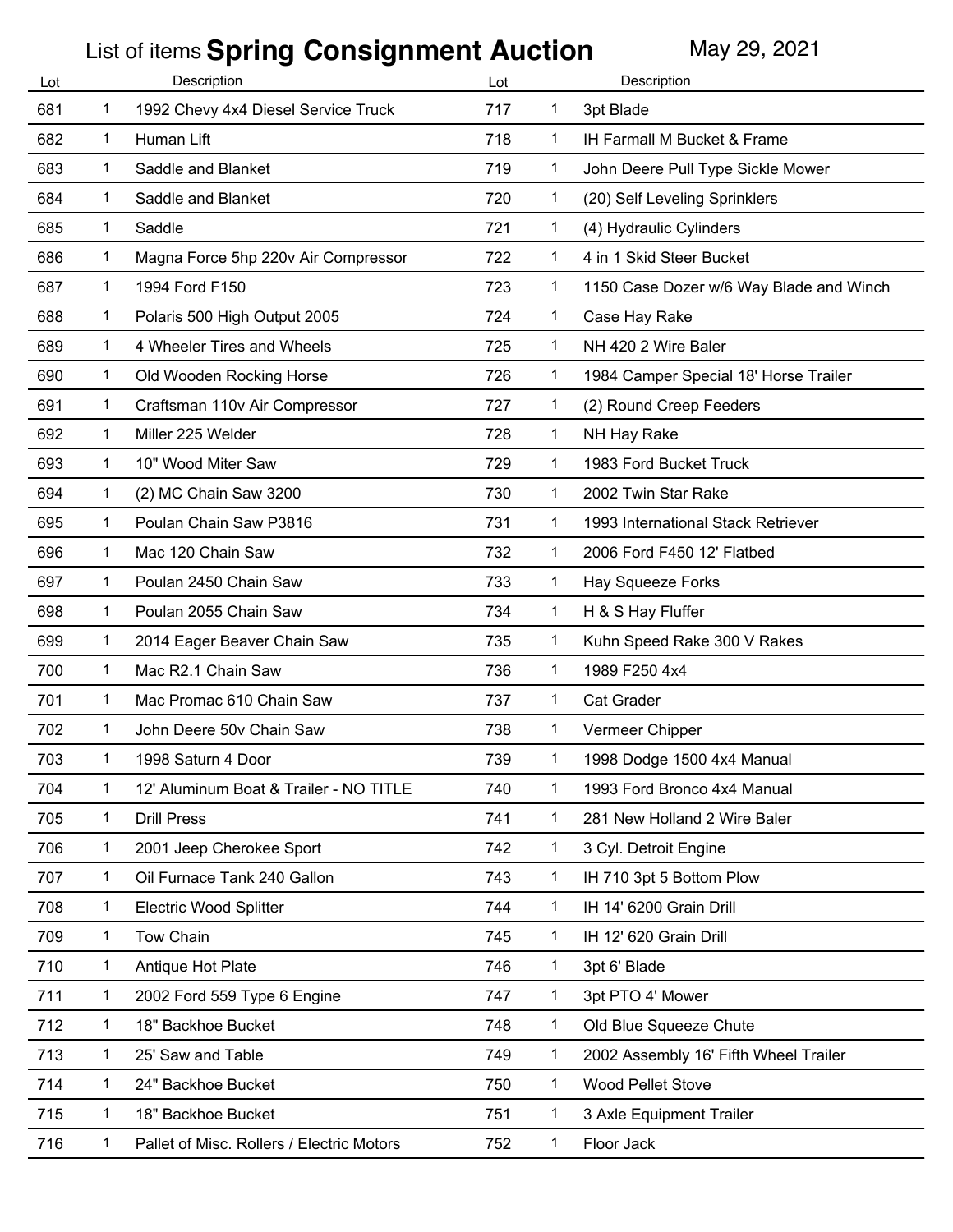# List of items **Spring Consignment Auction**

May 29, 2021

| Lot | | Description | Lot | | Description |
|---|---|---|---|---|---|
| 681 | 1 | 1992 Chevy 4x4 Diesel Service Truck | 717 | 1 | 3pt Blade |
| 682 | 1 | Human Lift | 718 | 1 | IH Farmall M Bucket & Frame |
| 683 | 1 | Saddle and Blanket | 719 | 1 | John Deere Pull Type Sickle Mower |
| 684 | 1 | Saddle and Blanket | 720 | 1 | (20) Self Leveling Sprinklers |
| 685 | 1 | Saddle | 721 | 1 | (4) Hydraulic Cylinders |
| 686 | 1 | Magna Force 5hp 220v Air Compressor | 722 | 1 | 4 in 1 Skid Steer Bucket |
| 687 | 1 | 1994 Ford F150 | 723 | 1 | 1150 Case Dozer w/6 Way Blade and Winch |
| 688 | 1 | Polaris 500 High Output 2005 | 724 | 1 | Case Hay Rake |
| 689 | 1 | 4 Wheeler Tires and Wheels | 725 | 1 | NH 420 2 Wire Baler |
| 690 | 1 | Old Wooden Rocking Horse | 726 | 1 | 1984 Camper Special 18' Horse Trailer |
| 691 | 1 | Craftsman 110v Air Compressor | 727 | 1 | (2) Round Creep Feeders |
| 692 | 1 | Miller 225 Welder | 728 | 1 | NH Hay Rake |
| 693 | 1 | 10" Wood Miter Saw | 729 | 1 | 1983 Ford Bucket Truck |
| 694 | 1 | (2) MC Chain Saw 3200 | 730 | 1 | 2002 Twin Star Rake |
| 695 | 1 | Poulan Chain Saw P3816 | 731 | 1 | 1993 International Stack Retriever |
| 696 | 1 | Mac 120 Chain Saw | 732 | 1 | 2006 Ford F450 12' Flatbed |
| 697 | 1 | Poulan 2450 Chain Saw | 733 | 1 | Hay Squeeze Forks |
| 698 | 1 | Poulan 2055 Chain Saw | 734 | 1 | H & S Hay Fluffer |
| 699 | 1 | 2014 Eager Beaver Chain Saw | 735 | 1 | Kuhn Speed Rake 300 V Rakes |
| 700 | 1 | Mac R2.1 Chain Saw | 736 | 1 | 1989 F250 4x4 |
| 701 | 1 | Mac Promac 610 Chain Saw | 737 | 1 | Cat Grader |
| 702 | 1 | John Deere 50v Chain Saw | 738 | 1 | Vermeer Chipper |
| 703 | 1 | 1998 Saturn 4 Door | 739 | 1 | 1998 Dodge 1500 4x4 Manual |
| 704 | 1 | 12' Aluminum Boat & Trailer - NO TITLE | 740 | 1 | 1993 Ford Bronco 4x4 Manual |
| 705 | 1 | Drill Press | 741 | 1 | 281 New Holland 2 Wire Baler |
| 706 | 1 | 2001 Jeep Cherokee Sport | 742 | 1 | 3 Cyl. Detroit Engine |
| 707 | 1 | Oil Furnace Tank 240 Gallon | 743 | 1 | IH 710 3pt 5 Bottom Plow |
| 708 | 1 | Electric Wood Splitter | 744 | 1 | IH 14' 6200 Grain Drill |
| 709 | 1 | Tow Chain | 745 | 1 | IH 12' 620 Grain Drill |
| 710 | 1 | Antique Hot Plate | 746 | 1 | 3pt 6' Blade |
| 711 | 1 | 2002 Ford 559 Type 6 Engine | 747 | 1 | 3pt PTO 4' Mower |
| 712 | 1 | 18" Backhoe Bucket | 748 | 1 | Old Blue Squeeze Chute |
| 713 | 1 | 25' Saw and Table | 749 | 1 | 2002 Assembly 16' Fifth Wheel Trailer |
| 714 | 1 | 24" Backhoe Bucket | 750 | 1 | Wood Pellet Stove |
| 715 | 1 | 18" Backhoe Bucket | 751 | 1 | 3 Axle Equipment Trailer |
| 716 | 1 | Pallet of Misc. Rollers / Electric Motors | 752 | 1 | Floor Jack |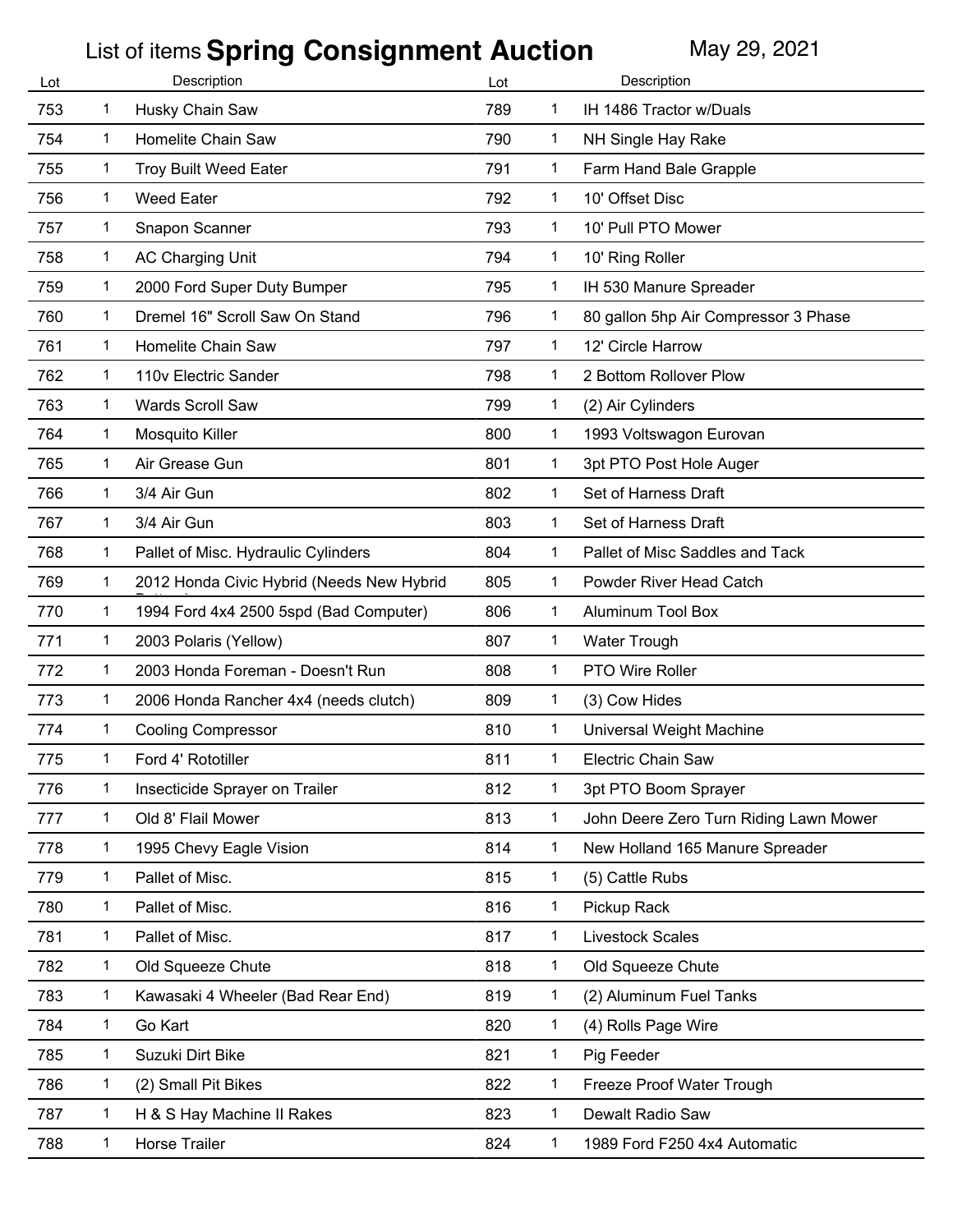# List of items **Spring Consignment Auction** May 29, 2021

| Lot | | Description | Lot | | Description |
|---|---|---|---|---|---|
| 753 | 1 | Husky Chain Saw | 789 | 1 | IH 1486 Tractor w/Duals |
| 754 | 1 | Homelite Chain Saw | 790 | 1 | NH Single Hay Rake |
| 755 | 1 | Troy Built Weed Eater | 791 | 1 | Farm Hand Bale Grapple |
| 756 | 1 | Weed Eater | 792 | 1 | 10' Offset Disc |
| 757 | 1 | Snapon Scanner | 793 | 1 | 10' Pull PTO Mower |
| 758 | 1 | AC Charging Unit | 794 | 1 | 10' Ring Roller |
| 759 | 1 | 2000 Ford Super Duty Bumper | 795 | 1 | IH 530 Manure Spreader |
| 760 | 1 | Dremel 16" Scroll Saw On Stand | 796 | 1 | 80 gallon 5hp Air Compressor 3 Phase |
| 761 | 1 | Homelite Chain Saw | 797 | 1 | 12' Circle Harrow |
| 762 | 1 | 110v Electric Sander | 798 | 1 | 2 Bottom Rollover Plow |
| 763 | 1 | Wards Scroll Saw | 799 | 1 | (2) Air Cylinders |
| 764 | 1 | Mosquito Killer | 800 | 1 | 1993 Voltswagon Eurovan |
| 765 | 1 | Air Grease Gun | 801 | 1 | 3pt PTO Post Hole Auger |
| 766 | 1 | 3/4 Air Gun | 802 | 1 | Set of Harness Draft |
| 767 | 1 | 3/4 Air Gun | 803 | 1 | Set of Harness Draft |
| 768 | 1 | Pallet of Misc. Hydraulic Cylinders | 804 | 1 | Pallet of Misc Saddles and Tack |
| 769 | 1 | 2012 Honda Civic Hybrid (Needs New Hybrid Battery) | 805 | 1 | Powder River Head Catch |
| 770 | 1 | 1994 Ford 4x4 2500 5spd (Bad Computer) | 806 | 1 | Aluminum Tool Box |
| 771 | 1 | 2003 Polaris (Yellow) | 807 | 1 | Water Trough |
| 772 | 1 | 2003 Honda Foreman - Doesn't Run | 808 | 1 | PTO Wire Roller |
| 773 | 1 | 2006 Honda Rancher 4x4 (needs clutch) | 809 | 1 | (3) Cow Hides |
| 774 | 1 | Cooling Compressor | 810 | 1 | Universal Weight Machine |
| 775 | 1 | Ford 4' Rototiller | 811 | 1 | Electric Chain Saw |
| 776 | 1 | Insecticide Sprayer on Trailer | 812 | 1 | 3pt PTO Boom Sprayer |
| 777 | 1 | Old 8' Flail Mower | 813 | 1 | John Deere Zero Turn Riding Lawn Mower |
| 778 | 1 | 1995 Chevy Eagle Vision | 814 | 1 | New Holland 165 Manure Spreader |
| 779 | 1 | Pallet of Misc. | 815 | 1 | (5) Cattle Rubs |
| 780 | 1 | Pallet of Misc. | 816 | 1 | Pickup Rack |
| 781 | 1 | Pallet of Misc. | 817 | 1 | Livestock Scales |
| 782 | 1 | Old Squeeze Chute | 818 | 1 | Old Squeeze Chute |
| 783 | 1 | Kawasaki 4 Wheeler (Bad Rear End) | 819 | 1 | (2) Aluminum Fuel Tanks |
| 784 | 1 | Go Kart | 820 | 1 | (4) Rolls Page Wire |
| 785 | 1 | Suzuki Dirt Bike | 821 | 1 | Pig Feeder |
| 786 | 1 | (2) Small Pit Bikes | 822 | 1 | Freeze Proof Water Trough |
| 787 | 1 | H & S Hay Machine II Rakes | 823 | 1 | Dewalt Radio Saw |
| 788 | 1 | Horse Trailer | 824 | 1 | 1989 Ford F250 4x4 Automatic |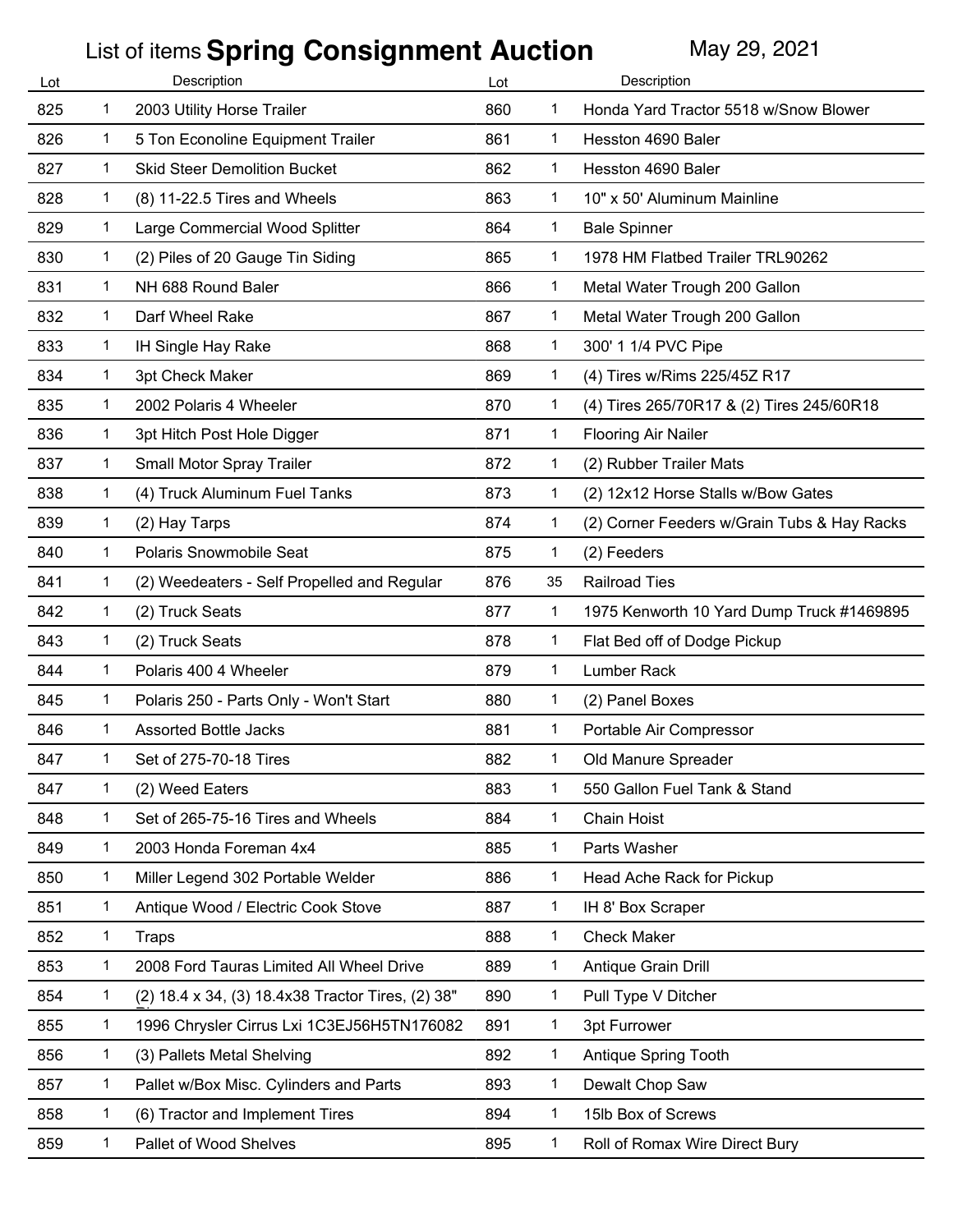# List of items **Spring Consignment Auction** May 29, 2021

| Lot | | Description | Lot | | Description |
|---|---|---|---|---|---|
| 825 | 1 | 2003 Utility Horse Trailer | 860 | 1 | Honda Yard Tractor 5518 w/Snow Blower |
| 826 | 1 | 5 Ton Econoline Equipment Trailer | 861 | 1 | Hesston 4690 Baler |
| 827 | 1 | Skid Steer Demolition Bucket | 862 | 1 | Hesston 4690 Baler |
| 828 | 1 | (8) 11-22.5 Tires and Wheels | 863 | 1 | 10" x 50' Aluminum Mainline |
| 829 | 1 | Large Commercial Wood Splitter | 864 | 1 | Bale Spinner |
| 830 | 1 | (2) Piles of 20 Gauge Tin Siding | 865 | 1 | 1978 HM Flatbed Trailer TRL90262 |
| 831 | 1 | NH 688 Round Baler | 866 | 1 | Metal Water Trough 200 Gallon |
| 832 | 1 | Darf Wheel Rake | 867 | 1 | Metal Water Trough 200 Gallon |
| 833 | 1 | IH Single Hay Rake | 868 | 1 | 300' 1 1/4 PVC Pipe |
| 834 | 1 | 3pt Check Maker | 869 | 1 | (4) Tires w/Rims 225/45Z R17 |
| 835 | 1 | 2002 Polaris 4 Wheeler | 870 | 1 | (4) Tires 265/70R17 & (2) Tires 245/60R18 |
| 836 | 1 | 3pt Hitch Post Hole Digger | 871 | 1 | Flooring Air Nailer |
| 837 | 1 | Small Motor Spray Trailer | 872 | 1 | (2) Rubber Trailer Mats |
| 838 | 1 | (4) Truck Aluminum Fuel Tanks | 873 | 1 | (2) 12x12 Horse Stalls w/Bow Gates |
| 839 | 1 | (2) Hay Tarps | 874 | 1 | (2) Corner Feeders w/Grain Tubs & Hay Racks |
| 840 | 1 | Polaris Snowmobile Seat | 875 | 1 | (2) Feeders |
| 841 | 1 | (2) Weedeaters - Self Propelled and Regular | 876 | 35 | Railroad Ties |
| 842 | 1 | (2) Truck Seats | 877 | 1 | 1975 Kenworth 10 Yard Dump Truck #1469895 |
| 843 | 1 | (2) Truck Seats | 878 | 1 | Flat Bed off of Dodge Pickup |
| 844 | 1 | Polaris 400 4 Wheeler | 879 | 1 | Lumber Rack |
| 845 | 1 | Polaris 250 - Parts Only - Won't Start | 880 | 1 | (2) Panel Boxes |
| 846 | 1 | Assorted Bottle Jacks | 881 | 1 | Portable Air Compressor |
| 847 | 1 | Set of 275-70-18 Tires | 882 | 1 | Old Manure Spreader |
| 847 | 1 | (2) Weed Eaters | 883 | 1 | 550 Gallon Fuel Tank & Stand |
| 848 | 1 | Set of 265-75-16 Tires and Wheels | 884 | 1 | Chain Hoist |
| 849 | 1 | 2003 Honda Foreman 4x4 | 885 | 1 | Parts Washer |
| 850 | 1 | Miller Legend 302 Portable Welder | 886 | 1 | Head Ache Rack for Pickup |
| 851 | 1 | Antique Wood / Electric Cook Stove | 887 | 1 | IH 8' Box Scraper |
| 852 | 1 | Traps | 888 | 1 | Check Maker |
| 853 | 1 | 2008 Ford Tauras Limited All Wheel Drive | 889 | 1 | Antique Grain Drill |
| 854 | 1 | (2) 18.4 x 34, (3) 18.4x38 Tractor Tires, (2) 38" | 890 | 1 | Pull Type V Ditcher |
| 855 | 1 | 1996 Chrysler Cirrus Lxi 1C3EJ56H5TN176082 | 891 | 1 | 3pt Furrower |
| 856 | 1 | (3) Pallets Metal Shelving | 892 | 1 | Antique Spring Tooth |
| 857 | 1 | Pallet w/Box Misc. Cylinders and Parts | 893 | 1 | Dewalt Chop Saw |
| 858 | 1 | (6) Tractor and Implement Tires | 894 | 1 | 15lb Box of Screws |
| 859 | 1 | Pallet of Wood Shelves | 895 | 1 | Roll of Romax Wire Direct Bury |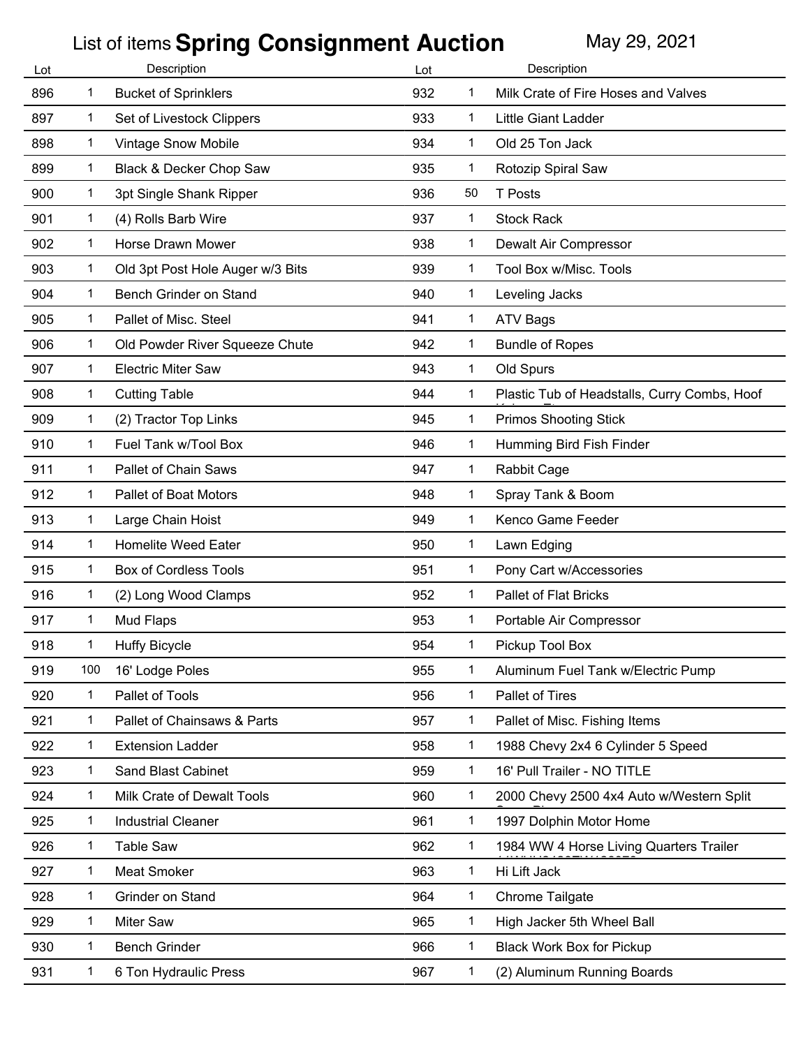List of items **Spring Consignment Auction** May 29, 2021

| Lot | | Description | Lot | | Description |
|---|---|---|---|---|---|
| 896 | 1 | Bucket of Sprinklers | 932 | 1 | Milk Crate of Fire Hoses and Valves |
| 897 | 1 | Set of Livestock Clippers | 933 | 1 | Little Giant Ladder |
| 898 | 1 | Vintage Snow Mobile | 934 | 1 | Old 25 Ton Jack |
| 899 | 1 | Black & Decker Chop Saw | 935 | 1 | Rotozip Spiral Saw |
| 900 | 1 | 3pt Single Shank Ripper | 936 | 50 | T Posts |
| 901 | 1 | (4) Rolls Barb Wire | 937 | 1 | Stock Rack |
| 902 | 1 | Horse Drawn Mower | 938 | 1 | Dewalt Air Compressor |
| 903 | 1 | Old 3pt Post Hole Auger w/3 Bits | 939 | 1 | Tool Box w/Misc. Tools |
| 904 | 1 | Bench Grinder on Stand | 940 | 1 | Leveling Jacks |
| 905 | 1 | Pallet of Misc. Steel | 941 | 1 | ATV Bags |
| 906 | 1 | Old Powder River Squeeze Chute | 942 | 1 | Bundle of Ropes |
| 907 | 1 | Electric Miter Saw | 943 | 1 | Old Spurs |
| 908 | 1 | Cutting Table | 944 | 1 | Plastic Tub of Headstalls, Curry Combs, Hoof |
| 909 | 1 | (2) Tractor Top Links | 945 | 1 | Primos Shooting Stick |
| 910 | 1 | Fuel Tank w/Tool Box | 946 | 1 | Humming Bird Fish Finder |
| 911 | 1 | Pallet of Chain Saws | 947 | 1 | Rabbit Cage |
| 912 | 1 | Pallet of Boat Motors | 948 | 1 | Spray Tank & Boom |
| 913 | 1 | Large Chain Hoist | 949 | 1 | Kenco Game Feeder |
| 914 | 1 | Homelite Weed Eater | 950 | 1 | Lawn Edging |
| 915 | 1 | Box of Cordless Tools | 951 | 1 | Pony Cart w/Accessories |
| 916 | 1 | (2) Long Wood Clamps | 952 | 1 | Pallet of Flat Bricks |
| 917 | 1 | Mud Flaps | 953 | 1 | Portable Air Compressor |
| 918 | 1 | Huffy Bicycle | 954 | 1 | Pickup Tool Box |
| 919 | 100 | 16' Lodge Poles | 955 | 1 | Aluminum Fuel Tank w/Electric Pump |
| 920 | 1 | Pallet of Tools | 956 | 1 | Pallet of Tires |
| 921 | 1 | Pallet of Chainsaws & Parts | 957 | 1 | Pallet of Misc. Fishing Items |
| 922 | 1 | Extension Ladder | 958 | 1 | 1988 Chevy 2x4 6 Cylinder 5 Speed |
| 923 | 1 | Sand Blast Cabinet | 959 | 1 | 16' Pull Trailer - NO TITLE |
| 924 | 1 | Milk Crate of Dewalt Tools | 960 | 1 | 2000 Chevy 2500 4x4 Auto w/Western Split |
| 925 | 1 | Industrial Cleaner | 961 | 1 | 1997 Dolphin Motor Home |
| 926 | 1 | Table Saw | 962 | 1 | 1984 WW 4 Horse Living Quarters Trailer |
| 927 | 1 | Meat Smoker | 963 | 1 | Hi Lift Jack |
| 928 | 1 | Grinder on Stand | 964 | 1 | Chrome Tailgate |
| 929 | 1 | Miter Saw | 965 | 1 | High Jacker 5th Wheel Ball |
| 930 | 1 | Bench Grinder | 966 | 1 | Black Work Box for Pickup |
| 931 | 1 | 6 Ton Hydraulic Press | 967 | 1 | (2) Aluminum Running Boards |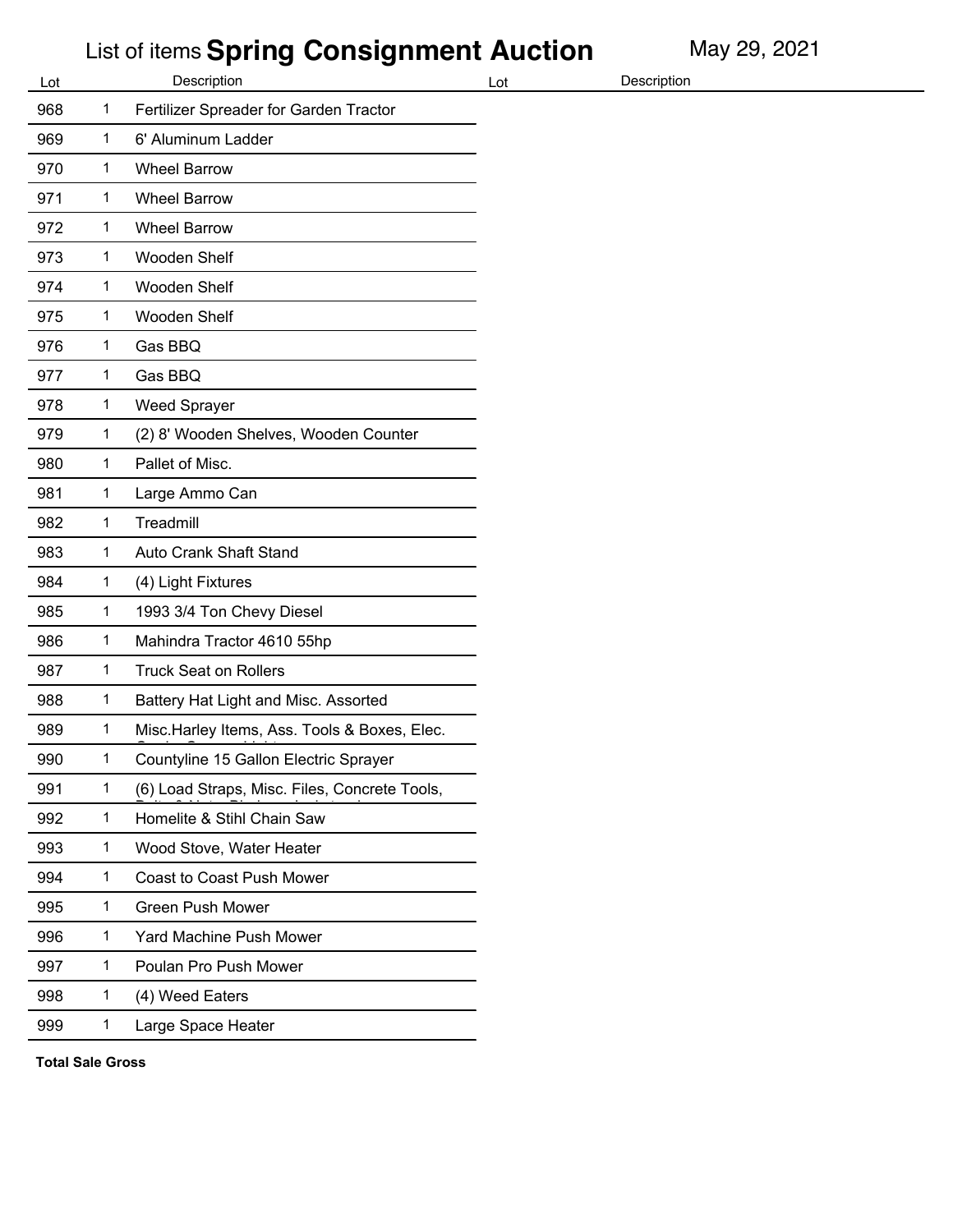# List of items **Spring Consignment Auction**

May 29, 2021

| Lot | | Description | Lot | Description |
|---|---|---|---|---|
| 968 | 1 | Fertilizer Spreader for Garden Tractor | | |
| 969 | 1 | 6' Aluminum Ladder | | |
| 970 | 1 | Wheel Barrow | | |
| 971 | 1 | Wheel Barrow | | |
| 972 | 1 | Wheel Barrow | | |
| 973 | 1 | Wooden Shelf | | |
| 974 | 1 | Wooden Shelf | | |
| 975 | 1 | Wooden Shelf | | |
| 976 | 1 | Gas BBQ | | |
| 977 | 1 | Gas BBQ | | |
| 978 | 1 | Weed Sprayer | | |
| 979 | 1 | (2) 8' Wooden Shelves, Wooden Counter | | |
| 980 | 1 | Pallet of Misc. | | |
| 981 | 1 | Large Ammo Can | | |
| 982 | 1 | Treadmill | | |
| 983 | 1 | Auto Crank Shaft Stand | | |
| 984 | 1 | (4) Light Fixtures | | |
| 985 | 1 | 1993 3/4 Ton Chevy Diesel | | |
| 986 | 1 | Mahindra Tractor 4610 55hp | | |
| 987 | 1 | Truck Seat on Rollers | | |
| 988 | 1 | Battery Hat Light and Misc. Assorted | | |
| 989 | 1 | Misc.Harley Items, Ass. Tools & Boxes, Elec. | | |
| 990 | 1 | Countyline 15 Gallon Electric Sprayer | | |
| 991 | 1 | (6) Load Straps, Misc. Files, Concrete Tools, | | |
| 992 | 1 | Homelite & Stihl Chain Saw | | |
| 993 | 1 | Wood Stove, Water Heater | | |
| 994 | 1 | Coast to Coast Push Mower | | |
| 995 | 1 | Green Push Mower | | |
| 996 | 1 | Yard Machine Push Mower | | |
| 997 | 1 | Poulan Pro Push Mower | | |
| 998 | 1 | (4) Weed Eaters | | |
| 999 | 1 | Large Space Heater | | |

**Total Sale Gross**